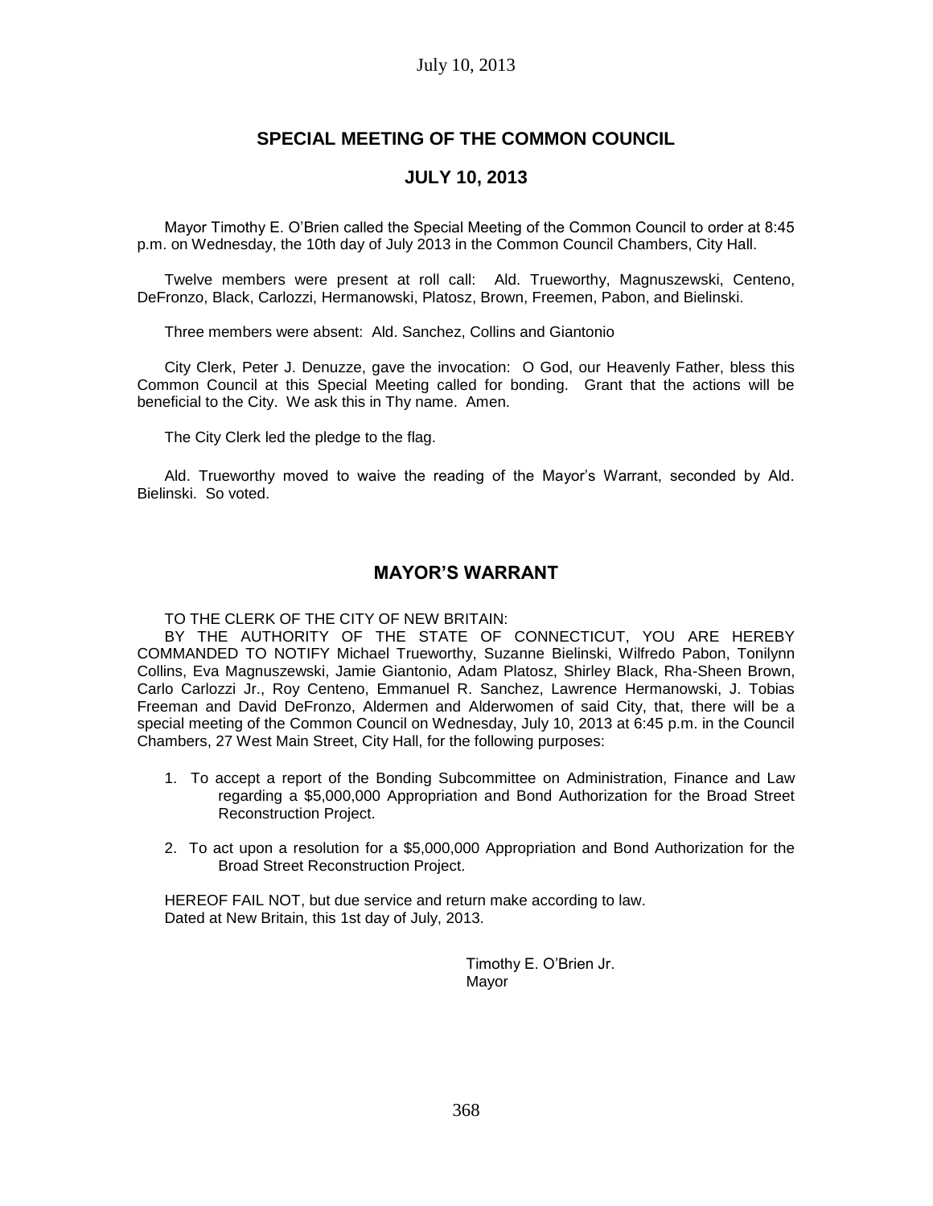# SPECIAL MEETING OF THE COMMON COUNCIL

## JULY 10, 2013

Mayor Timothy E. O'Brien called the Special Meeting of the Common Council to order at 8:45 p.m. on Wednesday, the 10th day of July 2013 in the Common Council Chambers, City Hall.

Twelve members were present at roll call: Ald. Trueworthy, Magnuszewski, Centeno, DeFronzo, Black, Carlozzi, Hermanowski, Platosz, Brown, Freemen, Pabon, and Bielinski.

Three members were absent: Ald. Sanchez, Collins and Giantonio

City Clerk, Peter J. Denuzze, gave the invocation: O God, our Heavenly Father, bless this Common Council at this Special Meeting called for bonding. Grant that the actions will be beneficial to the City. We ask this in Thy name. Amen.

The City Clerk led the pledge to the flag.

Ald. Trueworthy moved to waive the reading of the Mayor's Warrant, seconded by Ald. Bielinski. So voted.

## MAYOR'S WARRANT

TO THE CLERK OF THE CITY OF NEW BRITAIN:

BY THE AUTHORITY OF THE STATE OF CONNECTICUT, YOU ARE HEREBY COMMANDED TO NOTIFY Michael Trueworthy, Suzanne Bielinski, Wilfredo Pabon, Tonilynn Collins, Eva Magnuszewski, Jamie Giantonio, Adam Platosz, Shirley Black, Rha-Sheen Brown, Carlo Carlozzi Jr., Roy Centeno, Emmanuel R. Sanchez, Lawrence Hermanowski, J. Tobias Freeman and David DeFronzo, Aldermen and Alderwomen of said City, that, there will be a special meeting of the Common Council on Wednesday, July 10, 2013 at 6:45 p.m. in the Council Chambers, 27 West Main Street, City Hall, for the following purposes:

1. To accept a report of the Bonding Subcommittee on Administration, Finance and Law regarding a $5,000,000 Appropriation and Bond Authorization for the Broad Street Reconstruction Project.
2. To act upon a resolution for a $5,000,000 Appropriation and Bond Authorization for the Broad Street Reconstruction Project.

HEREOF FAIL NOT, but due service and return make according to law.
Dated at New Britain, this 1st day of July, 2013.

Timothy E. O'Brien Jr.
Mayor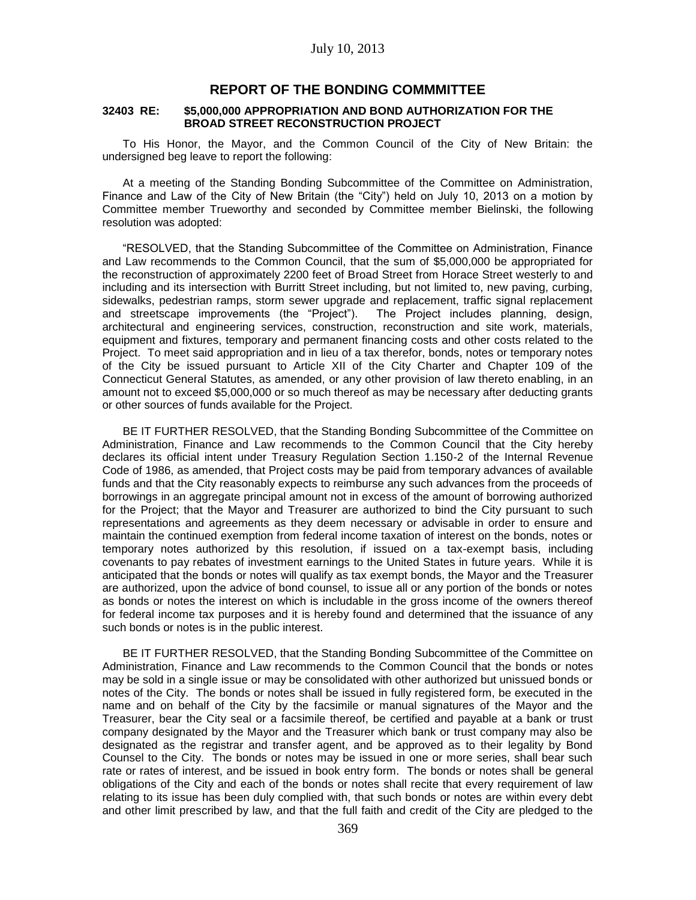## REPORT OF THE BONDING COMMMITTEE

**32403 RE: $5,000,000 APPROPRIATION AND BOND AUTHORIZATION FOR THE BROAD STREET RECONSTRUCTION PROJECT**

To His Honor, the Mayor, and the Common Council of the City of New Britain: the undersigned beg leave to report the following:

At a meeting of the Standing Bonding Subcommittee of the Committee on Administration, Finance and Law of the City of New Britain (the "City") held on July 10, 2013 on a motion by Committee member Trueworthy and seconded by Committee member Bielinski, the following resolution was adopted:

"RESOLVED, that the Standing Subcommittee of the Committee on Administration, Finance and Law recommends to the Common Council, that the sum of $5,000,000 be appropriated for the reconstruction of approximately 2200 feet of Broad Street from Horace Street westerly to and including and its intersection with Burritt Street including, but not limited to, new paving, curbing, sidewalks, pedestrian ramps, storm sewer upgrade and replacement, traffic signal replacement and streetscape improvements (the "Project"). The Project includes planning, design, architectural and engineering services, construction, reconstruction and site work, materials, equipment and fixtures, temporary and permanent financing costs and other costs related to the Project. To meet said appropriation and in lieu of a tax therefor, bonds, notes or temporary notes of the City be issued pursuant to Article XII of the City Charter and Chapter 109 of the Connecticut General Statutes, as amended, or any other provision of law thereto enabling, in an amount not to exceed $5,000,000 or so much thereof as may be necessary after deducting grants or other sources of funds available for the Project.

BE IT FURTHER RESOLVED, that the Standing Bonding Subcommittee of the Committee on Administration, Finance and Law recommends to the Common Council that the City hereby declares its official intent under Treasury Regulation Section 1.150-2 of the Internal Revenue Code of 1986, as amended, that Project costs may be paid from temporary advances of available funds and that the City reasonably expects to reimburse any such advances from the proceeds of borrowings in an aggregate principal amount not in excess of the amount of borrowing authorized for the Project; that the Mayor and Treasurer are authorized to bind the City pursuant to such representations and agreements as they deem necessary or advisable in order to ensure and maintain the continued exemption from federal income taxation of interest on the bonds, notes or temporary notes authorized by this resolution, if issued on a tax-exempt basis, including covenants to pay rebates of investment earnings to the United States in future years. While it is anticipated that the bonds or notes will qualify as tax exempt bonds, the Mayor and the Treasurer are authorized, upon the advice of bond counsel, to issue all or any portion of the bonds or notes as bonds or notes the interest on which is includable in the gross income of the owners thereof for federal income tax purposes and it is hereby found and determined that the issuance of any such bonds or notes is in the public interest.

BE IT FURTHER RESOLVED, that the Standing Bonding Subcommittee of the Committee on Administration, Finance and Law recommends to the Common Council that the bonds or notes may be sold in a single issue or may be consolidated with other authorized but unissued bonds or notes of the City. The bonds or notes shall be issued in fully registered form, be executed in the name and on behalf of the City by the facsimile or manual signatures of the Mayor and the Treasurer, bear the City seal or a facsimile thereof, be certified and payable at a bank or trust company designated by the Mayor and the Treasurer which bank or trust company may also be designated as the registrar and transfer agent, and be approved as to their legality by Bond Counsel to the City. The bonds or notes may be issued in one or more series, shall bear such rate or rates of interest, and be issued in book entry form. The bonds or notes shall be general obligations of the City and each of the bonds or notes shall recite that every requirement of law relating to its issue has been duly complied with, that such bonds or notes are within every debt and other limit prescribed by law, and that the full faith and credit of the City are pledged to the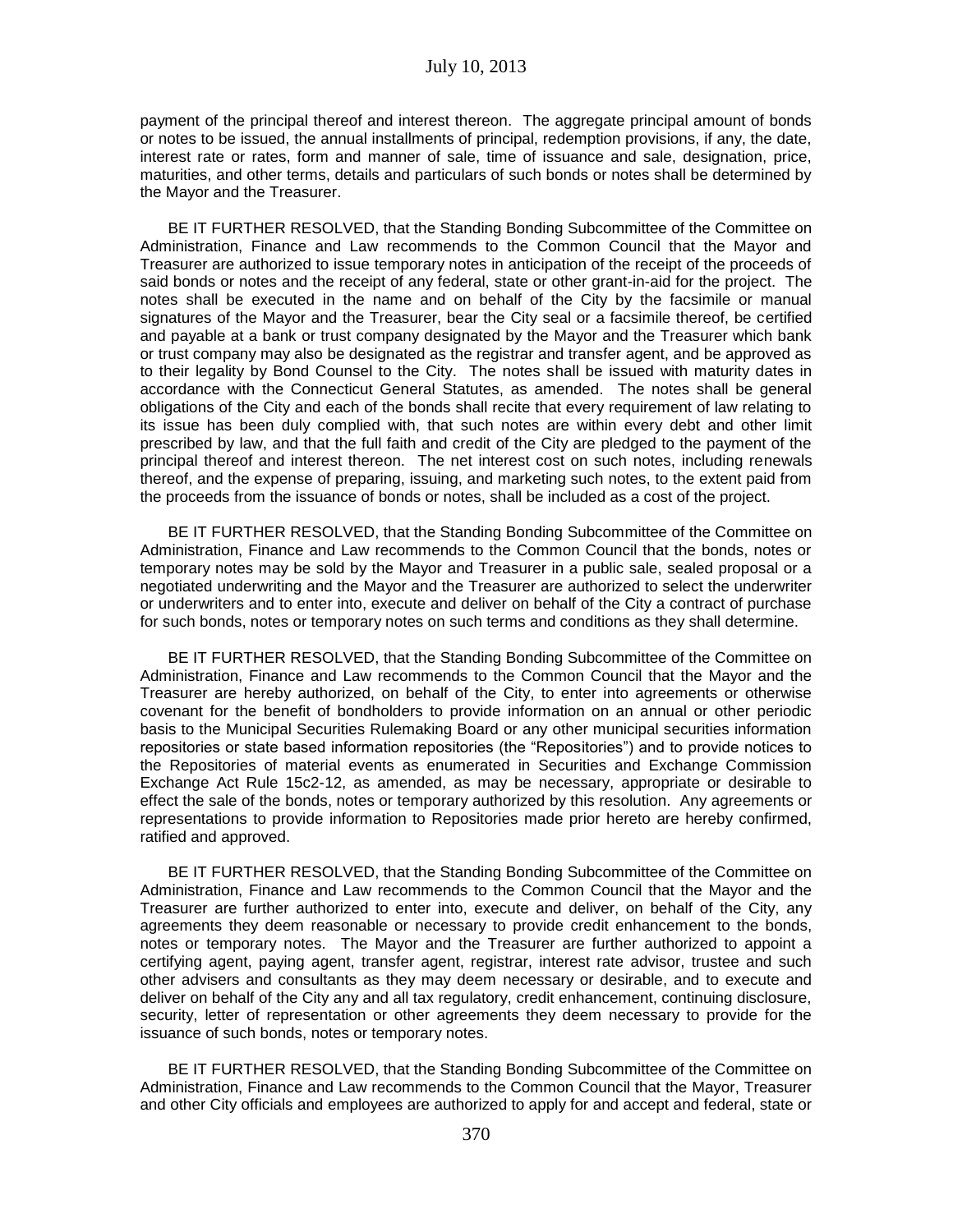payment of the principal thereof and interest thereon. The aggregate principal amount of bonds or notes to be issued, the annual installments of principal, redemption provisions, if any, the date, interest rate or rates, form and manner of sale, time of issuance and sale, designation, price, maturities, and other terms, details and particulars of such bonds or notes shall be determined by the Mayor and the Treasurer.

BE IT FURTHER RESOLVED, that the Standing Bonding Subcommittee of the Committee on Administration, Finance and Law recommends to the Common Council that the Mayor and Treasurer are authorized to issue temporary notes in anticipation of the receipt of the proceeds of said bonds or notes and the receipt of any federal, state or other grant-in-aid for the project. The notes shall be executed in the name and on behalf of the City by the facsimile or manual signatures of the Mayor and the Treasurer, bear the City seal or a facsimile thereof, be certified and payable at a bank or trust company designated by the Mayor and the Treasurer which bank or trust company may also be designated as the registrar and transfer agent, and be approved as to their legality by Bond Counsel to the City. The notes shall be issued with maturity dates in accordance with the Connecticut General Statutes, as amended. The notes shall be general obligations of the City and each of the bonds shall recite that every requirement of law relating to its issue has been duly complied with, that such notes are within every debt and other limit prescribed by law, and that the full faith and credit of the City are pledged to the payment of the principal thereof and interest thereon. The net interest cost on such notes, including renewals thereof, and the expense of preparing, issuing, and marketing such notes, to the extent paid from the proceeds from the issuance of bonds or notes, shall be included as a cost of the project.

BE IT FURTHER RESOLVED, that the Standing Bonding Subcommittee of the Committee on Administration, Finance and Law recommends to the Common Council that the bonds, notes or temporary notes may be sold by the Mayor and Treasurer in a public sale, sealed proposal or a negotiated underwriting and the Mayor and the Treasurer are authorized to select the underwriter or underwriters and to enter into, execute and deliver on behalf of the City a contract of purchase for such bonds, notes or temporary notes on such terms and conditions as they shall determine.

BE IT FURTHER RESOLVED, that the Standing Bonding Subcommittee of the Committee on Administration, Finance and Law recommends to the Common Council that the Mayor and the Treasurer are hereby authorized, on behalf of the City, to enter into agreements or otherwise covenant for the benefit of bondholders to provide information on an annual or other periodic basis to the Municipal Securities Rulemaking Board or any other municipal securities information repositories or state based information repositories (the "Repositories") and to provide notices to the Repositories of material events as enumerated in Securities and Exchange Commission Exchange Act Rule 15c2-12, as amended, as may be necessary, appropriate or desirable to effect the sale of the bonds, notes or temporary authorized by this resolution. Any agreements or representations to provide information to Repositories made prior hereto are hereby confirmed, ratified and approved.

BE IT FURTHER RESOLVED, that the Standing Bonding Subcommittee of the Committee on Administration, Finance and Law recommends to the Common Council that the Mayor and the Treasurer are further authorized to enter into, execute and deliver, on behalf of the City, any agreements they deem reasonable or necessary to provide credit enhancement to the bonds, notes or temporary notes. The Mayor and the Treasurer are further authorized to appoint a certifying agent, paying agent, transfer agent, registrar, interest rate advisor, trustee and such other advisers and consultants as they may deem necessary or desirable, and to execute and deliver on behalf of the City any and all tax regulatory, credit enhancement, continuing disclosure, security, letter of representation or other agreements they deem necessary to provide for the issuance of such bonds, notes or temporary notes.

BE IT FURTHER RESOLVED, that the Standing Bonding Subcommittee of the Committee on Administration, Finance and Law recommends to the Common Council that the Mayor, Treasurer and other City officials and employees are authorized to apply for and accept and federal, state or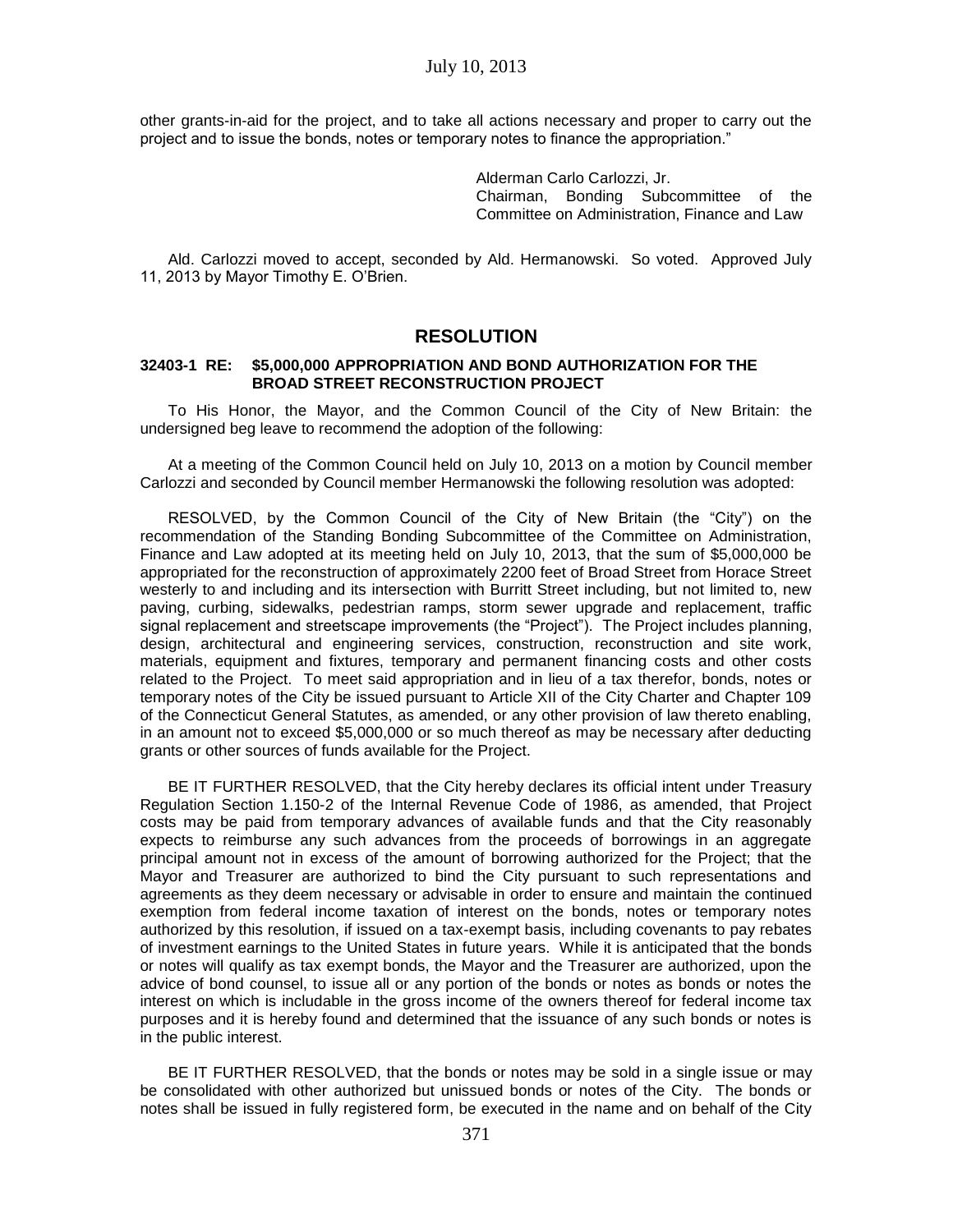other grants-in-aid for the project, and to take all actions necessary and proper to carry out the project and to issue the bonds, notes or temporary notes to finance the appropriation."

Alderman Carlo Carlozzi, Jr.
Chairman, Bonding Subcommittee of the Committee on Administration, Finance and Law

Ald. Carlozzi moved to accept, seconded by Ald. Hermanowski. So voted. Approved July 11, 2013 by Mayor Timothy E. O'Brien.

## RESOLUTION

**32403-1 RE: $5,000,000 APPROPRIATION AND BOND AUTHORIZATION FOR THE BROAD STREET RECONSTRUCTION PROJECT**

To His Honor, the Mayor, and the Common Council of the City of New Britain: the undersigned beg leave to recommend the adoption of the following:

At a meeting of the Common Council held on July 10, 2013 on a motion by Council member Carlozzi and seconded by Council member Hermanowski the following resolution was adopted:

RESOLVED, by the Common Council of the City of New Britain (the "City") on the recommendation of the Standing Bonding Subcommittee of the Committee on Administration, Finance and Law adopted at its meeting held on July 10, 2013, that the sum of $5,000,000 be appropriated for the reconstruction of approximately 2200 feet of Broad Street from Horace Street westerly to and including and its intersection with Burritt Street including, but not limited to, new paving, curbing, sidewalks, pedestrian ramps, storm sewer upgrade and replacement, traffic signal replacement and streetscape improvements (the "Project"). The Project includes planning, design, architectural and engineering services, construction, reconstruction and site work, materials, equipment and fixtures, temporary and permanent financing costs and other costs related to the Project. To meet said appropriation and in lieu of a tax therefor, bonds, notes or temporary notes of the City be issued pursuant to Article XII of the City Charter and Chapter 109 of the Connecticut General Statutes, as amended, or any other provision of law thereto enabling, in an amount not to exceed $5,000,000 or so much thereof as may be necessary after deducting grants or other sources of funds available for the Project.

BE IT FURTHER RESOLVED, that the City hereby declares its official intent under Treasury Regulation Section 1.150-2 of the Internal Revenue Code of 1986, as amended, that Project costs may be paid from temporary advances of available funds and that the City reasonably expects to reimburse any such advances from the proceeds of borrowings in an aggregate principal amount not in excess of the amount of borrowing authorized for the Project; that the Mayor and Treasurer are authorized to bind the City pursuant to such representations and agreements as they deem necessary or advisable in order to ensure and maintain the continued exemption from federal income taxation of interest on the bonds, notes or temporary notes authorized by this resolution, if issued on a tax-exempt basis, including covenants to pay rebates of investment earnings to the United States in future years. While it is anticipated that the bonds or notes will qualify as tax exempt bonds, the Mayor and the Treasurer are authorized, upon the advice of bond counsel, to issue all or any portion of the bonds or notes as bonds or notes the interest on which is includable in the gross income of the owners thereof for federal income tax purposes and it is hereby found and determined that the issuance of any such bonds or notes is in the public interest.

BE IT FURTHER RESOLVED, that the bonds or notes may be sold in a single issue or may be consolidated with other authorized but unissued bonds or notes of the City. The bonds or notes shall be issued in fully registered form, be executed in the name and on behalf of the City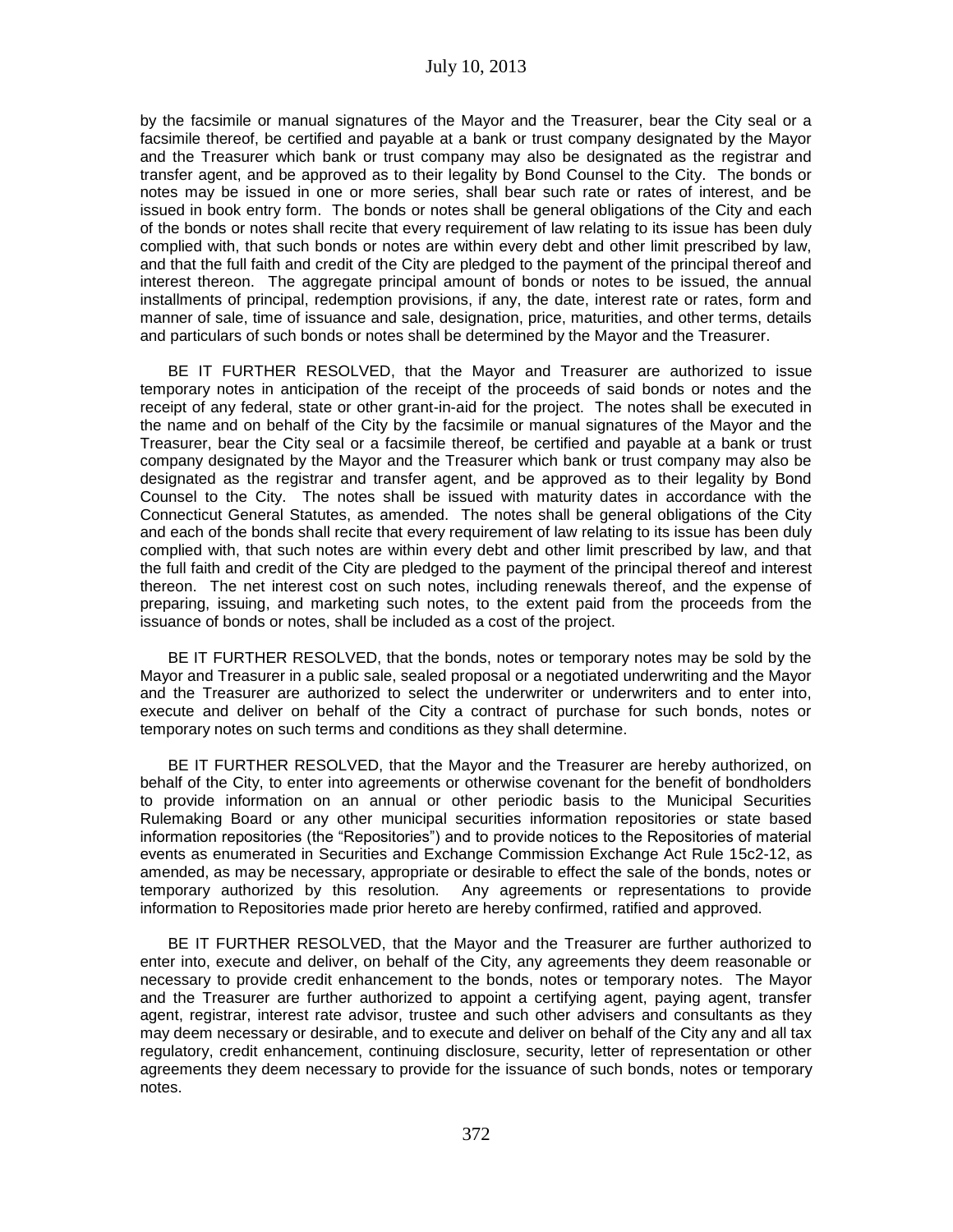by the facsimile or manual signatures of the Mayor and the Treasurer, bear the City seal or a facsimile thereof, be certified and payable at a bank or trust company designated by the Mayor and the Treasurer which bank or trust company may also be designated as the registrar and transfer agent, and be approved as to their legality by Bond Counsel to the City. The bonds or notes may be issued in one or more series, shall bear such rate or rates of interest, and be issued in book entry form. The bonds or notes shall be general obligations of the City and each of the bonds or notes shall recite that every requirement of law relating to its issue has been duly complied with, that such bonds or notes are within every debt and other limit prescribed by law, and that the full faith and credit of the City are pledged to the payment of the principal thereof and interest thereon. The aggregate principal amount of bonds or notes to be issued, the annual installments of principal, redemption provisions, if any, the date, interest rate or rates, form and manner of sale, time of issuance and sale, designation, price, maturities, and other terms, details and particulars of such bonds or notes shall be determined by the Mayor and the Treasurer.

BE IT FURTHER RESOLVED, that the Mayor and Treasurer are authorized to issue temporary notes in anticipation of the receipt of the proceeds of said bonds or notes and the receipt of any federal, state or other grant-in-aid for the project. The notes shall be executed in the name and on behalf of the City by the facsimile or manual signatures of the Mayor and the Treasurer, bear the City seal or a facsimile thereof, be certified and payable at a bank or trust company designated by the Mayor and the Treasurer which bank or trust company may also be designated as the registrar and transfer agent, and be approved as to their legality by Bond Counsel to the City. The notes shall be issued with maturity dates in accordance with the Connecticut General Statutes, as amended. The notes shall be general obligations of the City and each of the bonds shall recite that every requirement of law relating to its issue has been duly complied with, that such notes are within every debt and other limit prescribed by law, and that the full faith and credit of the City are pledged to the payment of the principal thereof and interest thereon. The net interest cost on such notes, including renewals thereof, and the expense of preparing, issuing, and marketing such notes, to the extent paid from the proceeds from the issuance of bonds or notes, shall be included as a cost of the project.

BE IT FURTHER RESOLVED, that the bonds, notes or temporary notes may be sold by the Mayor and Treasurer in a public sale, sealed proposal or a negotiated underwriting and the Mayor and the Treasurer are authorized to select the underwriter or underwriters and to enter into, execute and deliver on behalf of the City a contract of purchase for such bonds, notes or temporary notes on such terms and conditions as they shall determine.

BE IT FURTHER RESOLVED, that the Mayor and the Treasurer are hereby authorized, on behalf of the City, to enter into agreements or otherwise covenant for the benefit of bondholders to provide information on an annual or other periodic basis to the Municipal Securities Rulemaking Board or any other municipal securities information repositories or state based information repositories (the "Repositories") and to provide notices to the Repositories of material events as enumerated in Securities and Exchange Commission Exchange Act Rule 15c2-12, as amended, as may be necessary, appropriate or desirable to effect the sale of the bonds, notes or temporary authorized by this resolution. Any agreements or representations to provide information to Repositories made prior hereto are hereby confirmed, ratified and approved.

BE IT FURTHER RESOLVED, that the Mayor and the Treasurer are further authorized to enter into, execute and deliver, on behalf of the City, any agreements they deem reasonable or necessary to provide credit enhancement to the bonds, notes or temporary notes. The Mayor and the Treasurer are further authorized to appoint a certifying agent, paying agent, transfer agent, registrar, interest rate advisor, trustee and such other advisers and consultants as they may deem necessary or desirable, and to execute and deliver on behalf of the City any and all tax regulatory, credit enhancement, continuing disclosure, security, letter of representation or other agreements they deem necessary to provide for the issuance of such bonds, notes or temporary notes.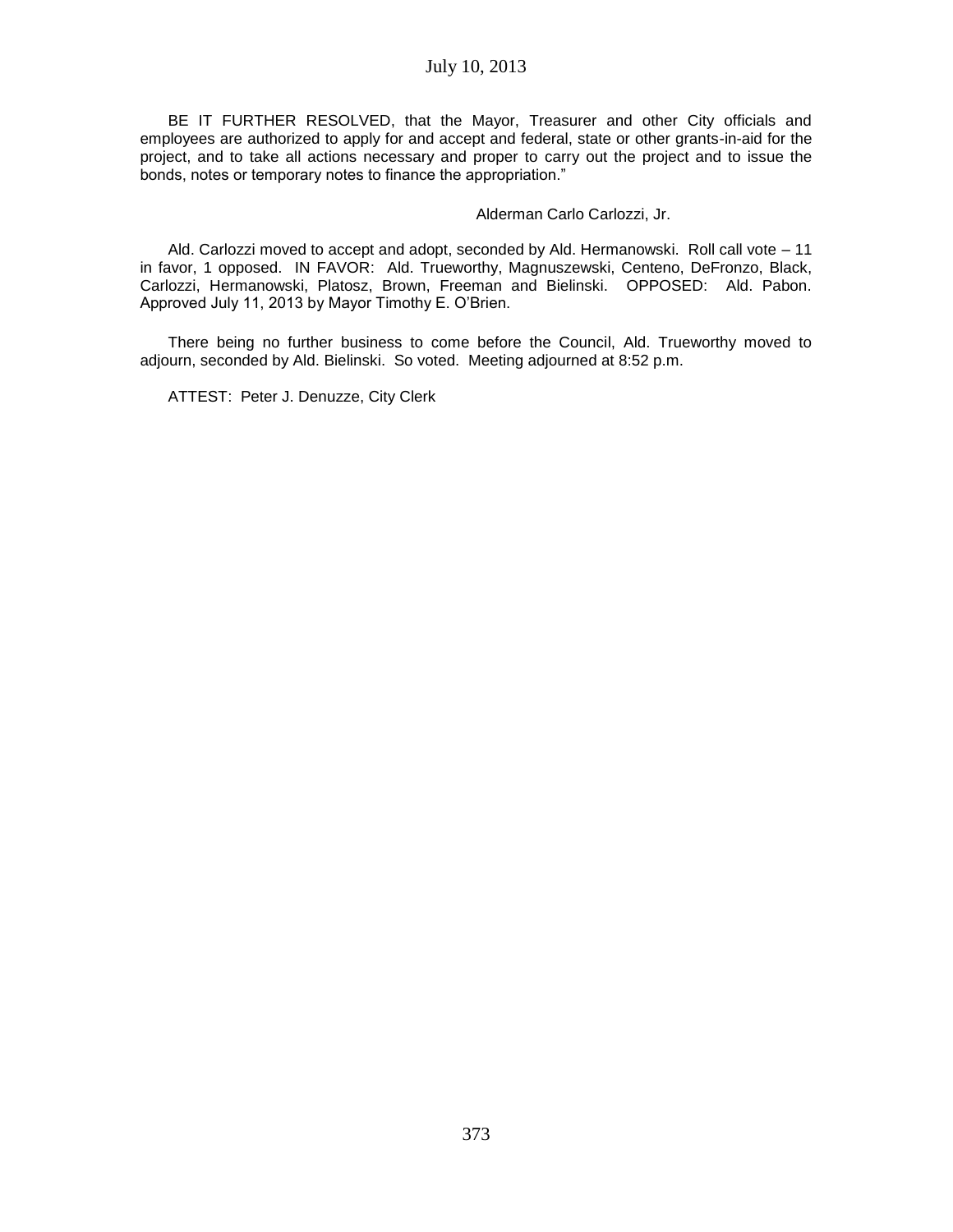BE IT FURTHER RESOLVED, that the Mayor, Treasurer and other City officials and employees are authorized to apply for and accept and federal, state or other grants-in-aid for the project, and to take all actions necessary and proper to carry out the project and to issue the bonds, notes or temporary notes to finance the appropriation."

Alderman Carlo Carlozzi, Jr.

Ald. Carlozzi moved to accept and adopt, seconded by Ald. Hermanowski. Roll call vote – 11 in favor, 1 opposed. IN FAVOR: Ald. Trueworthy, Magnuszewski, Centeno, DeFronzo, Black, Carlozzi, Hermanowski, Platosz, Brown, Freeman and Bielinski. OPPOSED: Ald. Pabon. Approved July 11, 2013 by Mayor Timothy E. O'Brien.

There being no further business to come before the Council, Ald. Trueworthy moved to adjourn, seconded by Ald. Bielinski. So voted. Meeting adjourned at 8:52 p.m.

ATTEST: Peter J. Denuzze, City Clerk